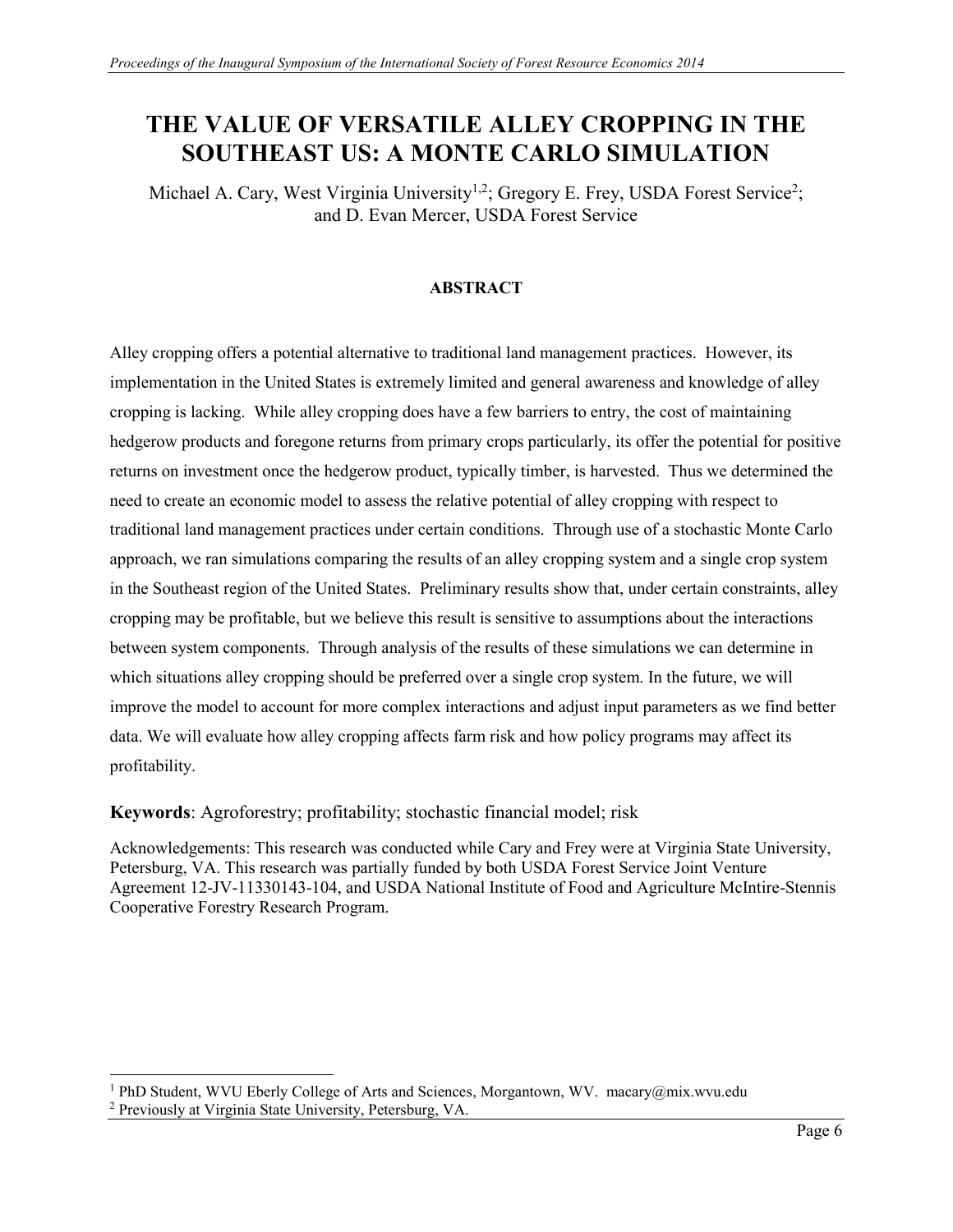# THE VALUE OF VERSATILE ALLEY CROPPING IN THE SOUTHEAST US: A MONTE CARLO SIMULATION

Michael A. Cary, West Virginia University[1,2]; Gregory E. Frey, USDA Forest Service[2]; and D. Evan Mercer, USDA Forest Service

## ABSTRACT

Alley cropping offers a potential alternative to traditional land management practices. However, its implementation in the United States is extremely limited and general awareness and knowledge of alley cropping is lacking. While alley cropping does have a few barriers to entry, the cost of maintaining hedgerow products and foregone returns from primary crops particularly, its offer the potential for positive returns on investment once the hedgerow product, typically timber, is harvested. Thus we determined the need to create an economic model to assess the relative potential of alley cropping with respect to traditional land management practices under certain conditions. Through use of a stochastic Monte Carlo approach, we ran simulations comparing the results of an alley cropping system and a single crop system in the Southeast region of the United States. Preliminary results show that, under certain constraints, alley cropping may be profitable, but we believe this result is sensitive to assumptions about the interactions between system components. Through analysis of the results of these simulations we can determine in which situations alley cropping should be preferred over a single crop system. In the future, we will improve the model to account for more complex interactions and adjust input parameters as we find better data. We will evaluate how alley cropping affects farm risk and how policy programs may affect its profitability.

**Keywords**: Agroforestry; profitability; stochastic financial model; risk

Acknowledgements: This research was conducted while Cary and Frey were at Virginia State University, Petersburg, VA. This research was partially funded by both USDA Forest Service Joint Venture Agreement 12-JV-11330143-104, and USDA National Institute of Food and Agriculture McIntire-Stennis Cooperative Forestry Research Program.

[1] PhD Student, WVU Eberly College of Arts and Sciences, Morgantown, WV. macary@mix.wvu.edu

[2] Previously at Virginia State University, Petersburg, VA.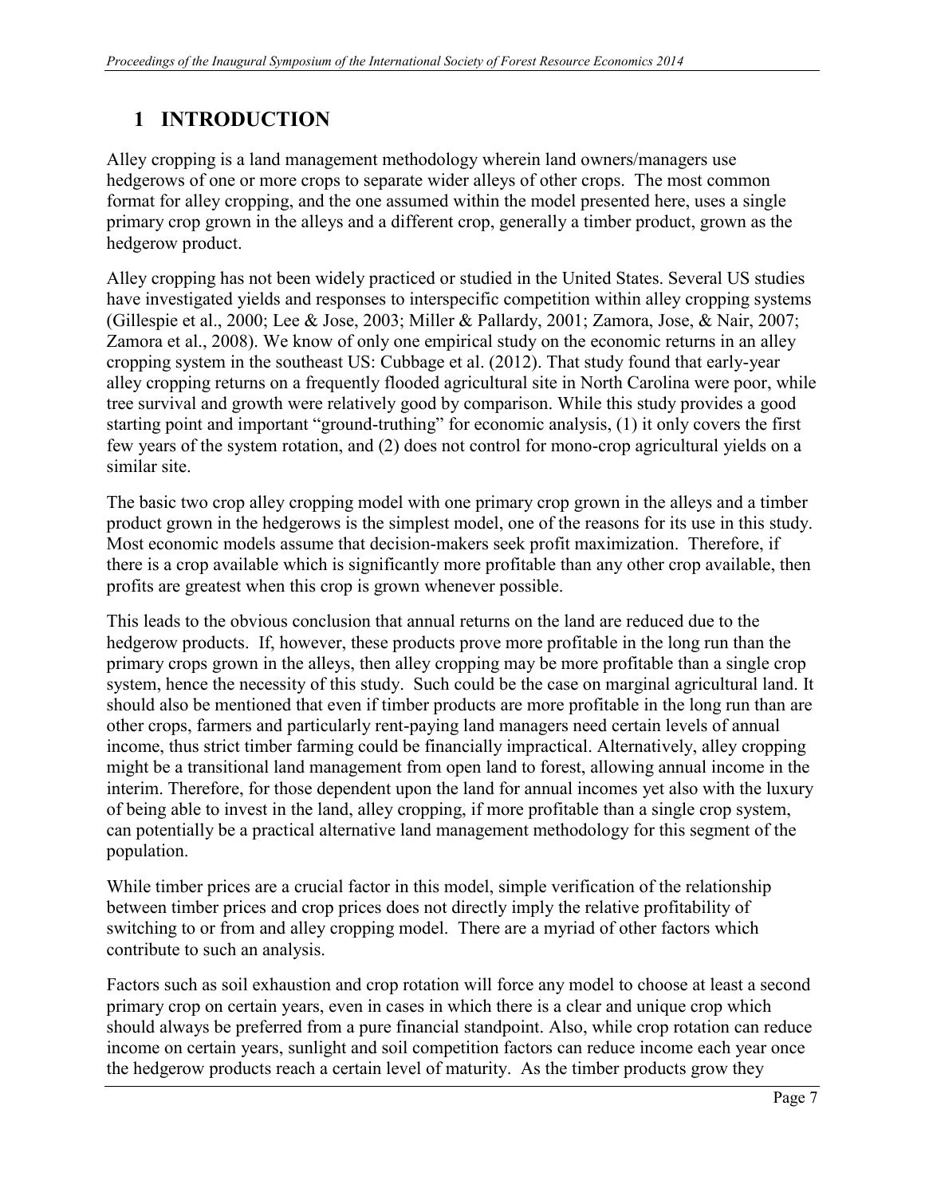# 1 INTRODUCTION

Alley cropping is a land management methodology wherein land owners/managers use hedgerows of one or more crops to separate wider alleys of other crops. The most common format for alley cropping, and the one assumed within the model presented here, uses a single primary crop grown in the alleys and a different crop, generally a timber product, grown as the hedgerow product.

Alley cropping has not been widely practiced or studied in the United States. Several US studies have investigated yields and responses to interspecific competition within alley cropping systems (Gillespie et al., 2000; Lee & Jose, 2003; Miller & Pallardy, 2001; Zamora, Jose, & Nair, 2007; Zamora et al., 2008). We know of only one empirical study on the economic returns in an alley cropping system in the southeast US: Cubbage et al. (2012). That study found that early-year alley cropping returns on a frequently flooded agricultural site in North Carolina were poor, while tree survival and growth were relatively good by comparison. While this study provides a good starting point and important "ground-truthing" for economic analysis, (1) it only covers the first few years of the system rotation, and (2) does not control for mono-crop agricultural yields on a similar site.

The basic two crop alley cropping model with one primary crop grown in the alleys and a timber product grown in the hedgerows is the simplest model, one of the reasons for its use in this study. Most economic models assume that decision-makers seek profit maximization. Therefore, if there is a crop available which is significantly more profitable than any other crop available, then profits are greatest when this crop is grown whenever possible.

This leads to the obvious conclusion that annual returns on the land are reduced due to the hedgerow products. If, however, these products prove more profitable in the long run than the primary crops grown in the alleys, then alley cropping may be more profitable than a single crop system, hence the necessity of this study. Such could be the case on marginal agricultural land. It should also be mentioned that even if timber products are more profitable in the long run than are other crops, farmers and particularly rent-paying land managers need certain levels of annual income, thus strict timber farming could be financially impractical. Alternatively, alley cropping might be a transitional land management from open land to forest, allowing annual income in the interim. Therefore, for those dependent upon the land for annual incomes yet also with the luxury of being able to invest in the land, alley cropping, if more profitable than a single crop system, can potentially be a practical alternative land management methodology for this segment of the population.

While timber prices are a crucial factor in this model, simple verification of the relationship between timber prices and crop prices does not directly imply the relative profitability of switching to or from and alley cropping model. There are a myriad of other factors which contribute to such an analysis.

Factors such as soil exhaustion and crop rotation will force any model to choose at least a second primary crop on certain years, even in cases in which there is a clear and unique crop which should always be preferred from a pure financial standpoint. Also, while crop rotation can reduce income on certain years, sunlight and soil competition factors can reduce income each year once the hedgerow products reach a certain level of maturity. As the timber products grow they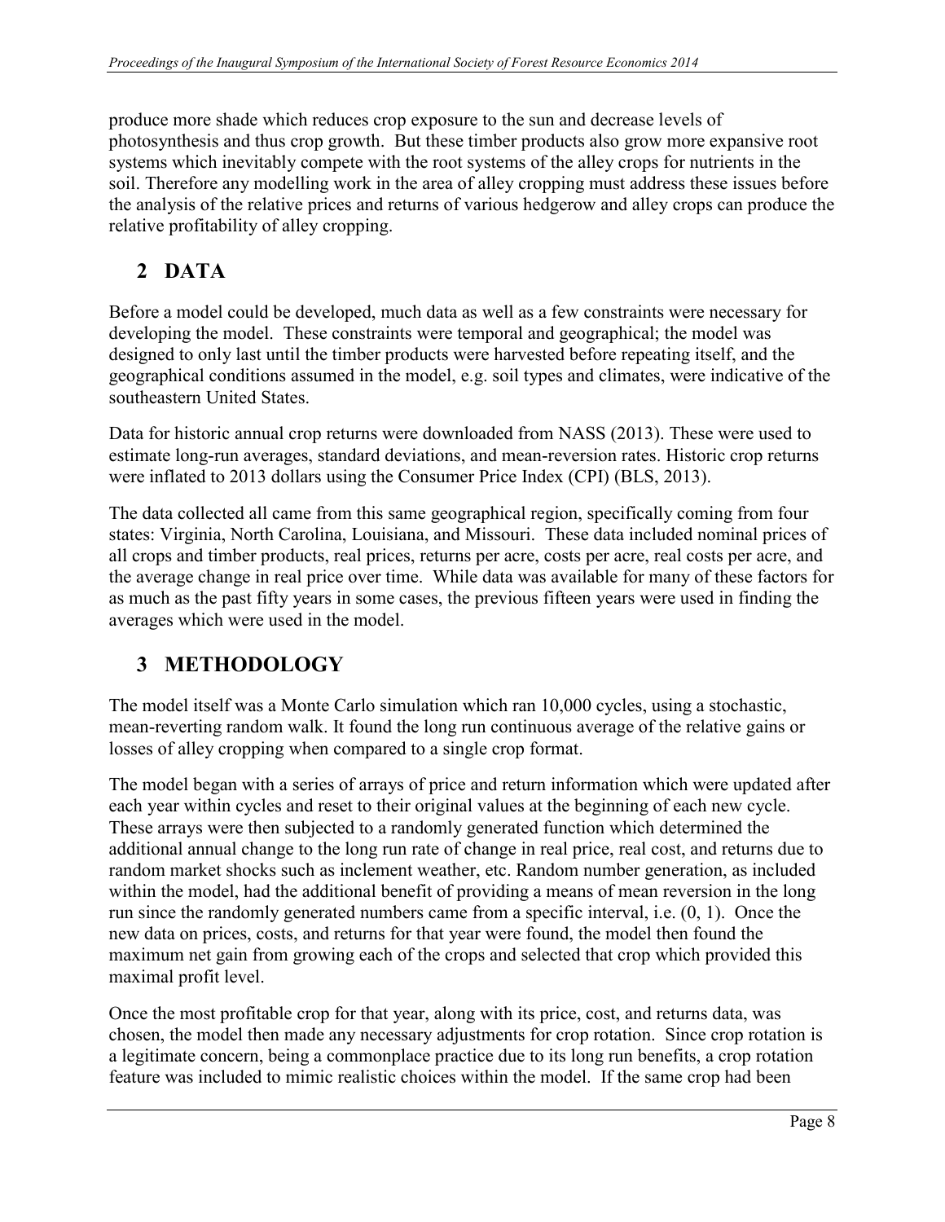produce more shade which reduces crop exposure to the sun and decrease levels of photosynthesis and thus crop growth. But these timber products also grow more expansive root systems which inevitably compete with the root systems of the alley crops for nutrients in the soil. Therefore any modelling work in the area of alley cropping must address these issues before the analysis of the relative prices and returns of various hedgerow and alley crops can produce the relative profitability of alley cropping.

## 2 DATA

Before a model could be developed, much data as well as a few constraints were necessary for developing the model. These constraints were temporal and geographical; the model was designed to only last until the timber products were harvested before repeating itself, and the geographical conditions assumed in the model, e.g. soil types and climates, were indicative of the southeastern United States.

Data for historic annual crop returns were downloaded from NASS (2013). These were used to estimate long-run averages, standard deviations, and mean-reversion rates. Historic crop returns were inflated to 2013 dollars using the Consumer Price Index (CPI) (BLS, 2013).

The data collected all came from this same geographical region, specifically coming from four states: Virginia, North Carolina, Louisiana, and Missouri. These data included nominal prices of all crops and timber products, real prices, returns per acre, costs per acre, real costs per acre, and the average change in real price over time. While data was available for many of these factors for as much as the past fifty years in some cases, the previous fifteen years were used in finding the averages which were used in the model.

## 3 METHODOLOGY

The model itself was a Monte Carlo simulation which ran 10,000 cycles, using a stochastic, mean-reverting random walk. It found the long run continuous average of the relative gains or losses of alley cropping when compared to a single crop format.

The model began with a series of arrays of price and return information which were updated after each year within cycles and reset to their original values at the beginning of each new cycle. These arrays were then subjected to a randomly generated function which determined the additional annual change to the long run rate of change in real price, real cost, and returns due to random market shocks such as inclement weather, etc. Random number generation, as included within the model, had the additional benefit of providing a means of mean reversion in the long run since the randomly generated numbers came from a specific interval, i.e. (0, 1). Once the new data on prices, costs, and returns for that year were found, the model then found the maximum net gain from growing each of the crops and selected that crop which provided this maximal profit level.

Once the most profitable crop for that year, along with its price, cost, and returns data, was chosen, the model then made any necessary adjustments for crop rotation. Since crop rotation is a legitimate concern, being a commonplace practice due to its long run benefits, a crop rotation feature was included to mimic realistic choices within the model. If the same crop had been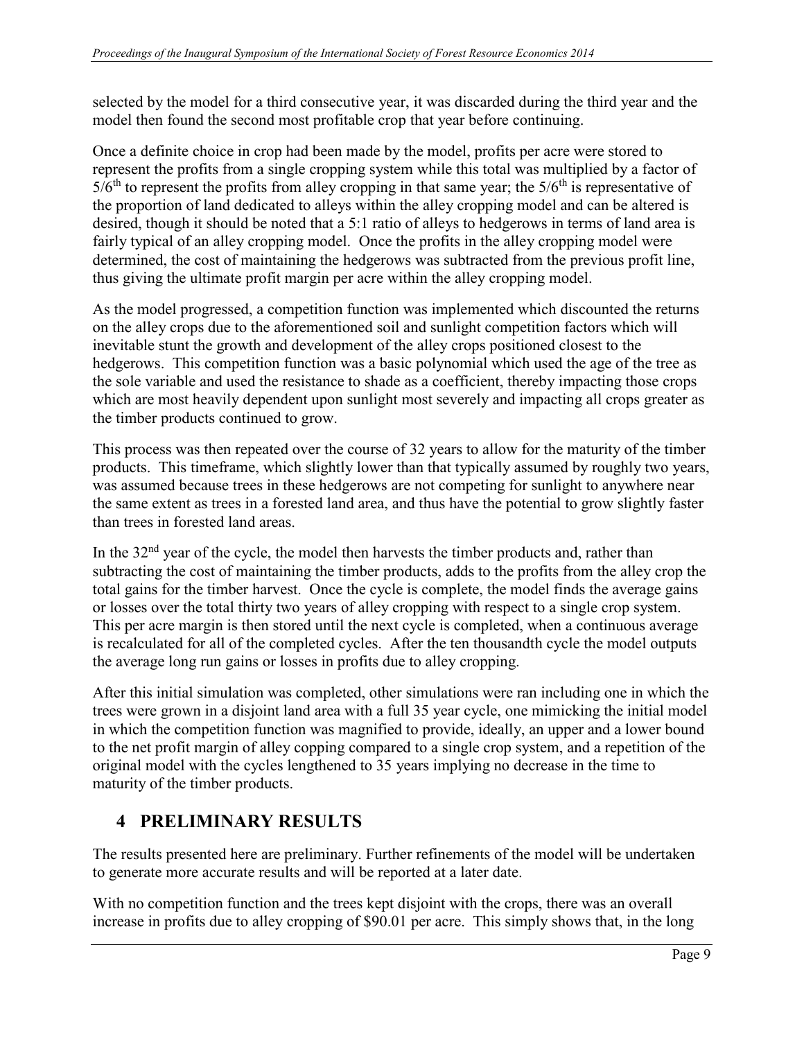selected by the model for a third consecutive year, it was discarded during the third year and the model then found the second most profitable crop that year before continuing.

Once a definite choice in crop had been made by the model, profits per acre were stored to represent the profits from a single cropping system while this total was multiplied by a factor of $5/6^{th}$ to represent the profits from alley cropping in that same year; the $5/6^{th}$ is representative of the proportion of land dedicated to alleys within the alley cropping model and can be altered is desired, though it should be noted that a 5:1 ratio of alleys to hedgerows in terms of land area is fairly typical of an alley cropping model. Once the profits in the alley cropping model were determined, the cost of maintaining the hedgerows was subtracted from the previous profit line, thus giving the ultimate profit margin per acre within the alley cropping model.

As the model progressed, a competition function was implemented which discounted the returns on the alley crops due to the aforementioned soil and sunlight competition factors which will inevitable stunt the growth and development of the alley crops positioned closest to the hedgerows. This competition function was a basic polynomial which used the age of the tree as the sole variable and used the resistance to shade as a coefficient, thereby impacting those crops which are most heavily dependent upon sunlight most severely and impacting all crops greater as the timber products continued to grow.

This process was then repeated over the course of 32 years to allow for the maturity of the timber products. This timeframe, which slightly lower than that typically assumed by roughly two years, was assumed because trees in these hedgerows are not competing for sunlight to anywhere near the same extent as trees in a forested land area, and thus have the potential to grow slightly faster than trees in forested land areas.

In the $32^{nd}$ year of the cycle, the model then harvests the timber products and, rather than subtracting the cost of maintaining the timber products, adds to the profits from the alley crop the total gains for the timber harvest. Once the cycle is complete, the model finds the average gains or losses over the total thirty two years of alley cropping with respect to a single crop system. This per acre margin is then stored until the next cycle is completed, when a continuous average is recalculated for all of the completed cycles. After the ten thousandth cycle the model outputs the average long run gains or losses in profits due to alley cropping.

After this initial simulation was completed, other simulations were ran including one in which the trees were grown in a disjoint land area with a full 35 year cycle, one mimicking the initial model in which the competition function was magnified to provide, ideally, an upper and a lower bound to the net profit margin of alley copping compared to a single crop system, and a repetition of the original model with the cycles lengthened to 35 years implying no decrease in the time to maturity of the timber products.

## 4 PRELIMINARY RESULTS

The results presented here are preliminary. Further refinements of the model will be undertaken to generate more accurate results and will be reported at a later date.

With no competition function and the trees kept disjoint with the crops, there was an overall increase in profits due to alley cropping of \$90.01 per acre. This simply shows that, in the long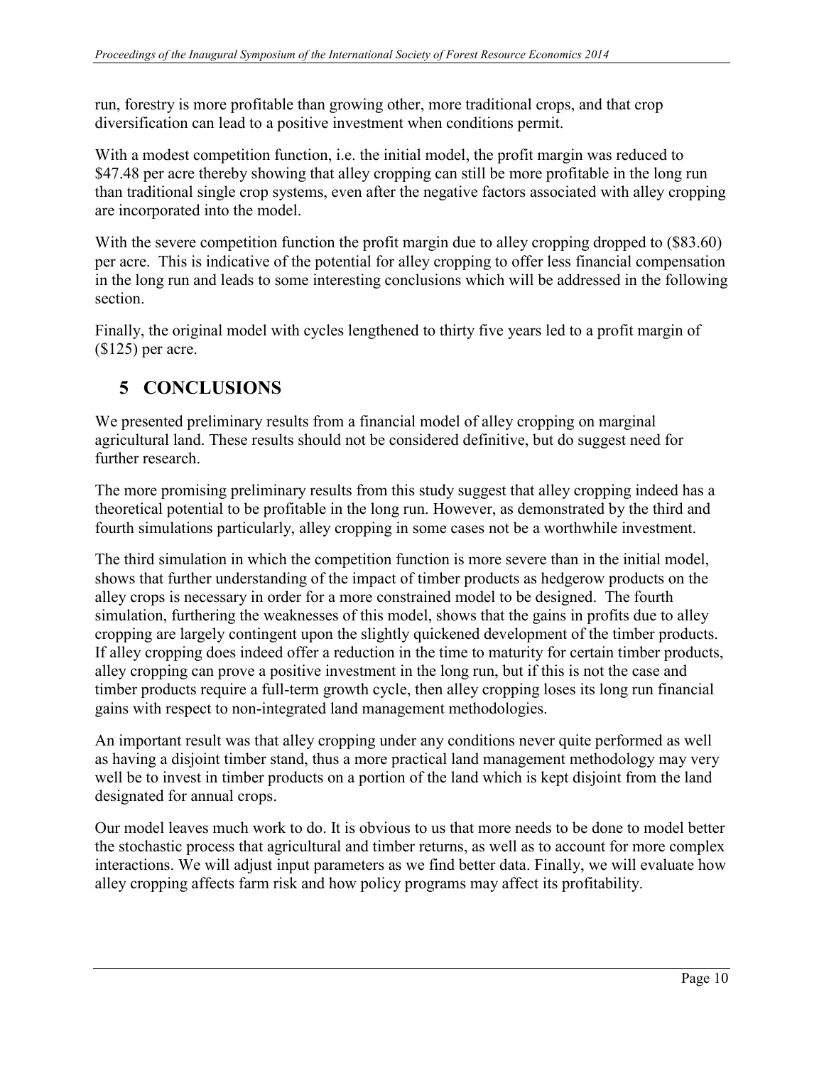run, forestry is more profitable than growing other, more traditional crops, and that crop diversification can lead to a positive investment when conditions permit.

With a modest competition function, i.e. the initial model, the profit margin was reduced to $47.48 per acre thereby showing that alley cropping can still be more profitable in the long run than traditional single crop systems, even after the negative factors associated with alley cropping are incorporated into the model.

With the severe competition function the profit margin due to alley cropping dropped to ($83.60) per acre. This is indicative of the potential for alley cropping to offer less financial compensation in the long run and leads to some interesting conclusions which will be addressed in the following section.

Finally, the original model with cycles lengthened to thirty five years led to a profit margin of ($125) per acre.

## 5 CONCLUSIONS

We presented preliminary results from a financial model of alley cropping on marginal agricultural land. These results should not be considered definitive, but do suggest need for further research.

The more promising preliminary results from this study suggest that alley cropping indeed has a theoretical potential to be profitable in the long run. However, as demonstrated by the third and fourth simulations particularly, alley cropping in some cases not be a worthwhile investment.

The third simulation in which the competition function is more severe than in the initial model, shows that further understanding of the impact of timber products as hedgerow products on the alley crops is necessary in order for a more constrained model to be designed. The fourth simulation, furthering the weaknesses of this model, shows that the gains in profits due to alley cropping are largely contingent upon the slightly quickened development of the timber products. If alley cropping does indeed offer a reduction in the time to maturity for certain timber products, alley cropping can prove a positive investment in the long run, but if this is not the case and timber products require a full-term growth cycle, then alley cropping loses its long run financial gains with respect to non-integrated land management methodologies.

An important result was that alley cropping under any conditions never quite performed as well as having a disjoint timber stand, thus a more practical land management methodology may very well be to invest in timber products on a portion of the land which is kept disjoint from the land designated for annual crops.

Our model leaves much work to do. It is obvious to us that more needs to be done to model better the stochastic process that agricultural and timber returns, as well as to account for more complex interactions. We will adjust input parameters as we find better data. Finally, we will evaluate how alley cropping affects farm risk and how policy programs may affect its profitability.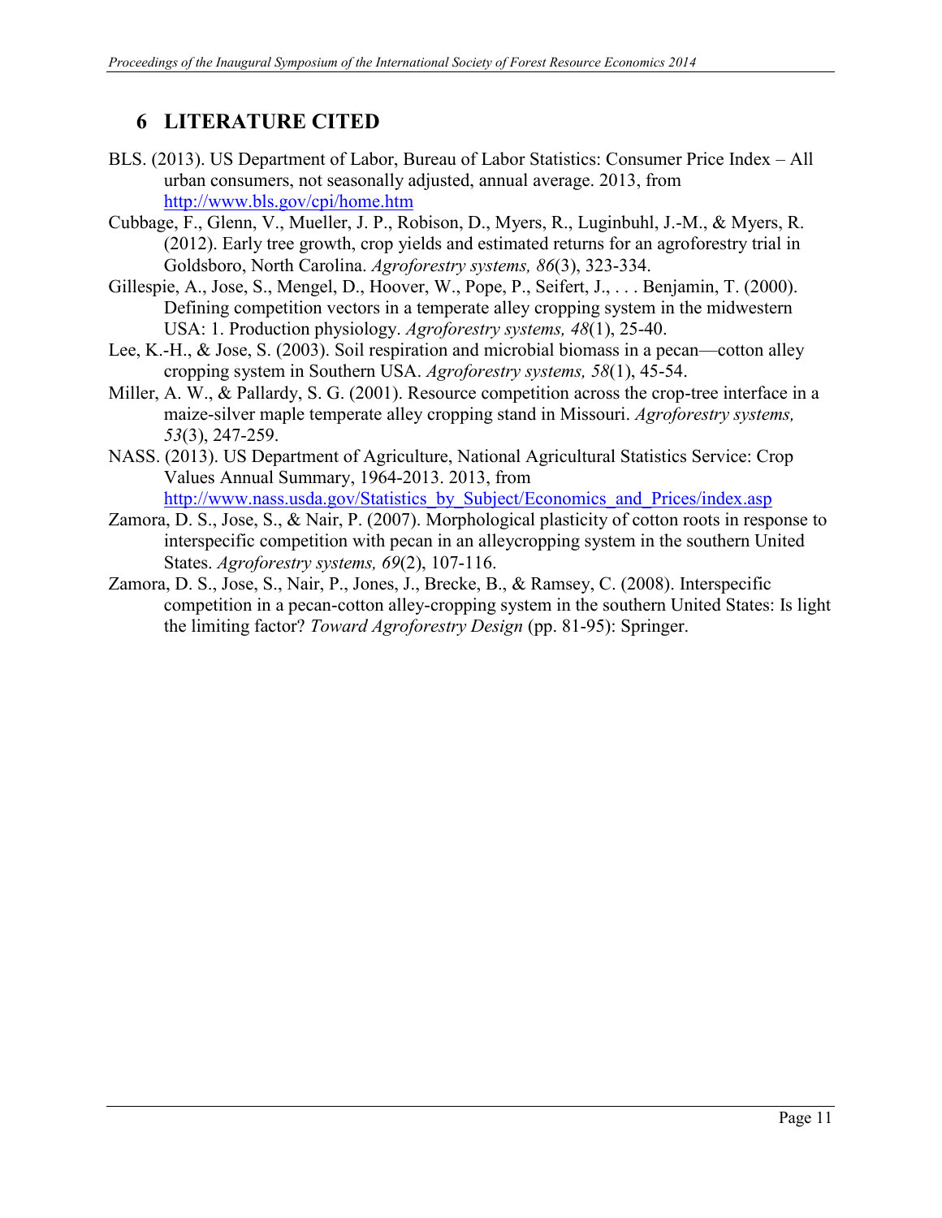## 6 LITERATURE CITED

BLS. (2013). US Department of Labor, Bureau of Labor Statistics: Consumer Price Index – All urban consumers, not seasonally adjusted, annual average. 2013, from http://www.bls.gov/cpi/home.htm

Cubbage, F., Glenn, V., Mueller, J. P., Robison, D., Myers, R., Luginbuhl, J.-M., & Myers, R. (2012). Early tree growth, crop yields and estimated returns for an agroforestry trial in Goldsboro, North Carolina. *Agroforestry systems, 86*(3), 323-334.

Gillespie, A., Jose, S., Mengel, D., Hoover, W., Pope, P., Seifert, J., . . . Benjamin, T. (2000). Defining competition vectors in a temperate alley cropping system in the midwestern USA: 1. Production physiology. *Agroforestry systems, 48*(1), 25-40.

Lee, K.-H., & Jose, S. (2003). Soil respiration and microbial biomass in a pecan—cotton alley cropping system in Southern USA. *Agroforestry systems, 58*(1), 45-54.

Miller, A. W., & Pallardy, S. G. (2001). Resource competition across the crop-tree interface in a maize-silver maple temperate alley cropping stand in Missouri. *Agroforestry systems, 53*(3), 247-259.

NASS. (2013). US Department of Agriculture, National Agricultural Statistics Service: Crop Values Annual Summary, 1964-2013. 2013, from http://www.nass.usda.gov/Statistics_by_Subject/Economics_and_Prices/index.asp

Zamora, D. S., Jose, S., & Nair, P. (2007). Morphological plasticity of cotton roots in response to interspecific competition with pecan in an alleycropping system in the southern United States. *Agroforestry systems, 69*(2), 107-116.

Zamora, D. S., Jose, S., Nair, P., Jones, J., Brecke, B., & Ramsey, C. (2008). Interspecific competition in a pecan-cotton alley-cropping system in the southern United States: Is light the limiting factor? *Toward Agroforestry Design* (pp. 81-95): Springer.